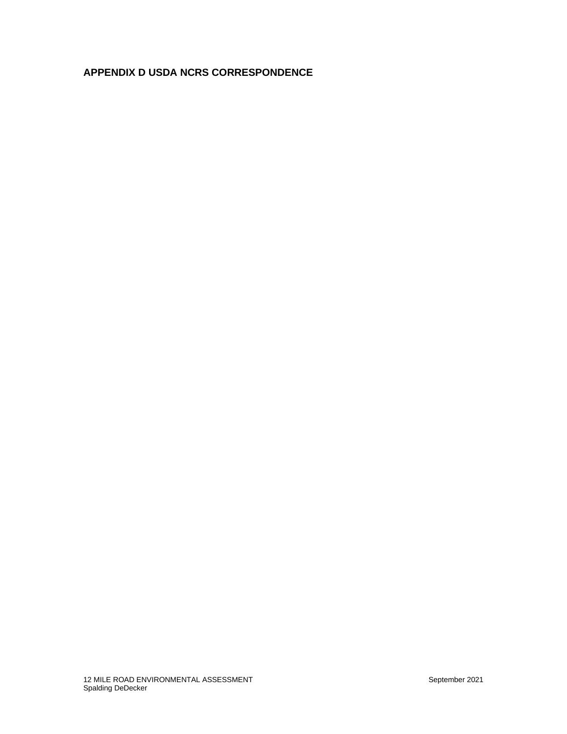# APPENDIX D USDA NCRS CORRESPONDENCE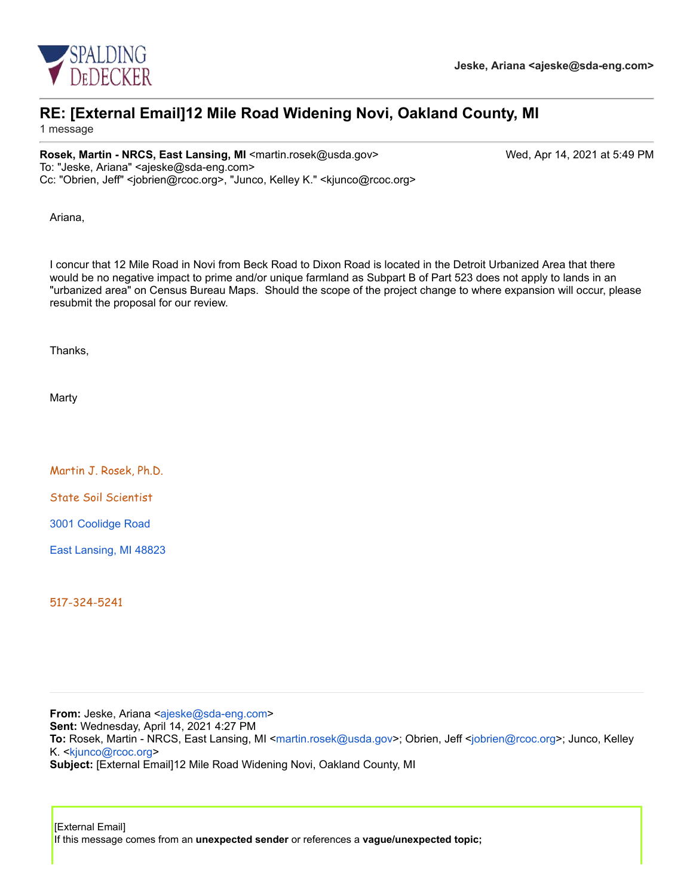SPALDING DEDECKER

**Jeske, Ariana <ajeske@sda-eng.com>**

# RE: [External Email]12 Mile Road Widening Novi, Oakland County, MI

1 message

**Rosek, Martin - NRCS, East Lansing, MI** <martin.rosek@usda.gov> Wed, Apr 14, 2021 at 5:49 PM
To: "Jeske, Ariana" <ajeske@sda-eng.com>
Cc: "Obrien, Jeff" <jobrien@rcoc.org>, "Junco, Kelley K." <kjunco@rcoc.org>

Ariana,

I concur that 12 Mile Road in Novi from Beck Road to Dixon Road is located in the Detroit Urbanized Area that there would be no negative impact to prime and/or unique farmland as Subpart B of Part 523 does not apply to lands in an "urbanized area" on Census Bureau Maps. Should the scope of the project change to where expansion will occur, please resubmit the proposal for our review.

Thanks,

Marty

Martin J. Rosek, Ph.D.

State Soil Scientist

3001 Coolidge Road

East Lansing, MI 48823

517-324-5241

---

**From:** Jeske, Ariana <ajeske@sda-eng.com>
**Sent:** Wednesday, April 14, 2021 4:27 PM
**To:** Rosek, Martin - NRCS, East Lansing, MI <martin.rosek@usda.gov>; Obrien, Jeff <jobrien@rcoc.org>; Junco, Kelley K. <kjunco@rcoc.org>
**Subject:** [External Email]12 Mile Road Widening Novi, Oakland County, MI

[External Email]
If this message comes from an **unexpected sender** or references a **vague/unexpected topic;**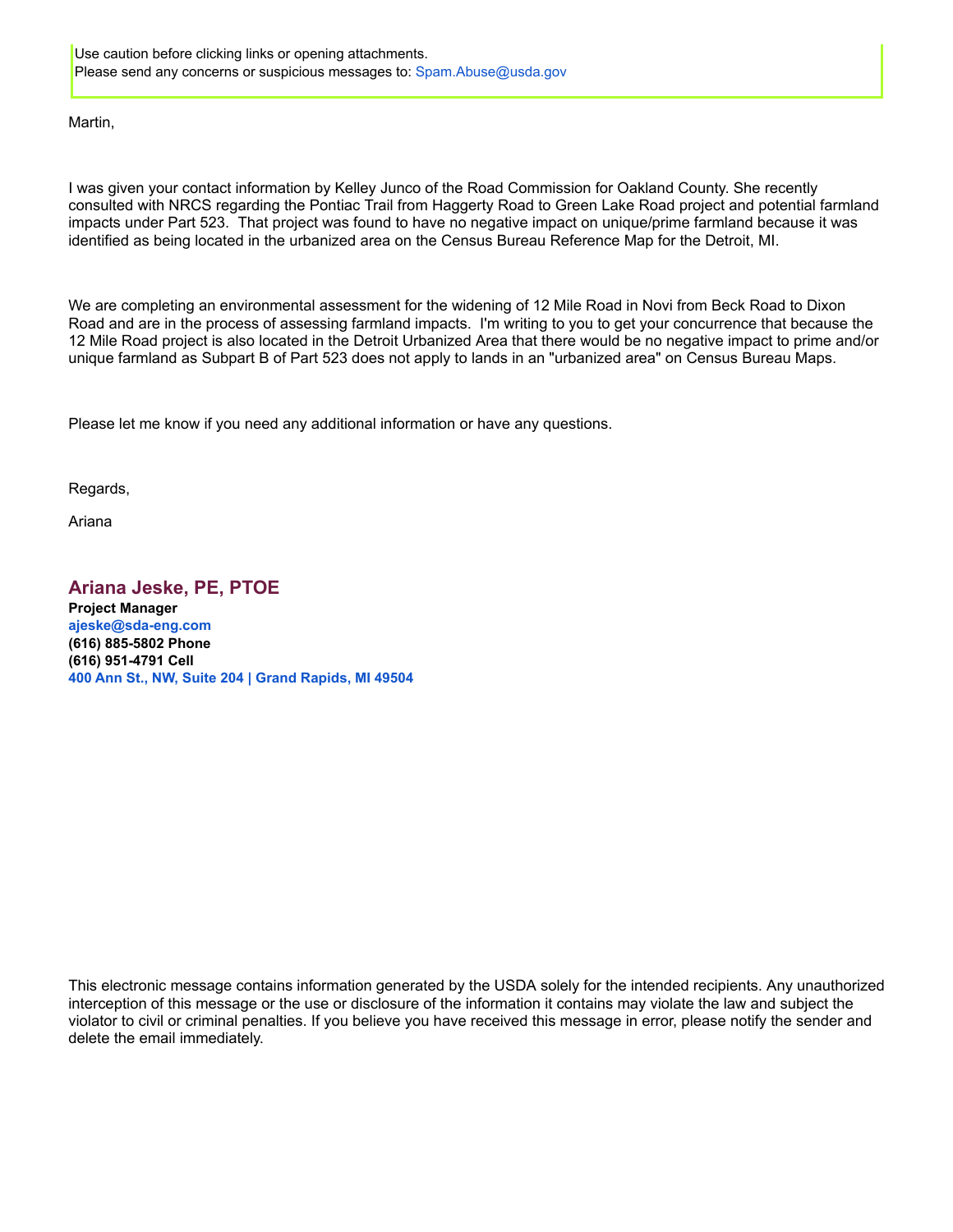Use caution before clicking links or opening attachments.
Please send any concerns or suspicious messages to: Spam.Abuse@usda.gov

Martin,

I was given your contact information by Kelley Junco of the Road Commission for Oakland County. She recently consulted with NRCS regarding the Pontiac Trail from Haggerty Road to Green Lake Road project and potential farmland impacts under Part 523. That project was found to have no negative impact on unique/prime farmland because it was identified as being located in the urbanized area on the Census Bureau Reference Map for the Detroit, MI.

We are completing an environmental assessment for the widening of 12 Mile Road in Novi from Beck Road to Dixon Road and are in the process of assessing farmland impacts. I'm writing to you to get your concurrence that because the 12 Mile Road project is also located in the Detroit Urbanized Area that there would be no negative impact to prime and/or unique farmland as Subpart B of Part 523 does not apply to lands in an "urbanized area" on Census Bureau Maps.

Please let me know if you need any additional information or have any questions.

Regards,

Ariana

**Ariana Jeske, PE, PTOE**
**Project Manager**
**ajeske@sda-eng.com**
**(616) 885-5802 Phone**
**(616) 951-4791 Cell**
**400 Ann St., NW, Suite 204 | Grand Rapids, MI 49504**

This electronic message contains information generated by the USDA solely for the intended recipients. Any unauthorized interception of this message or the use or disclosure of the information it contains may violate the law and subject the violator to civil or criminal penalties. If you believe you have received this message in error, please notify the sender and delete the email immediately.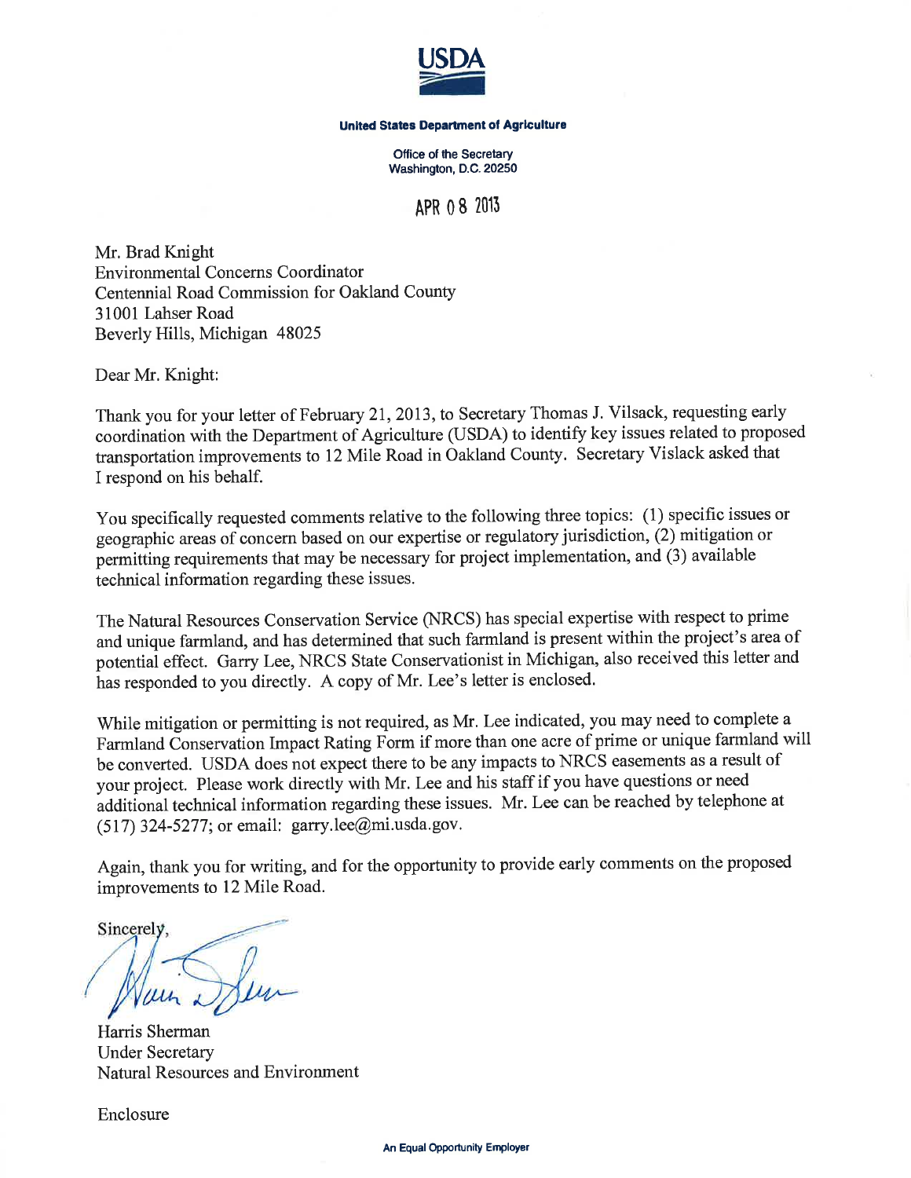**USDA**

**United States Department of Agriculture**

Office of the Secretary
Washington, D.C. 20250

APR 08 2013

Mr. Brad Knight
Environmental Concerns Coordinator
Centennial Road Commission for Oakland County
31001 Lahser Road
Beverly Hills, Michigan 48025

Dear Mr. Knight:

Thank you for your letter of February 21, 2013, to Secretary Thomas J. Vilsack, requesting early coordination with the Department of Agriculture (USDA) to identify key issues related to proposed transportation improvements to 12 Mile Road in Oakland County. Secretary Vislack asked that I respond on his behalf.

You specifically requested comments relative to the following three topics: (1) specific issues or geographic areas of concern based on our expertise or regulatory jurisdiction, (2) mitigation or permitting requirements that may be necessary for project implementation, and (3) available technical information regarding these issues.

The Natural Resources Conservation Service (NRCS) has special expertise with respect to prime and unique farmland, and has determined that such farmland is present within the project's area of potential effect. Garry Lee, NRCS State Conservationist in Michigan, also received this letter and has responded to you directly. A copy of Mr. Lee's letter is enclosed.

While mitigation or permitting is not required, as Mr. Lee indicated, you may need to complete a Farmland Conservation Impact Rating Form if more than one acre of prime or unique farmland will be converted. USDA does not expect there to be any impacts to NRCS easements as a result of your project. Please work directly with Mr. Lee and his staff if you have questions or need additional technical information regarding these issues. Mr. Lee can be reached by telephone at (517) 324-5277; or email: garry.lee@mi.usda.gov.

Again, thank you for writing, and for the opportunity to provide early comments on the proposed improvements to 12 Mile Road.

Sincerely,

Harris Sherman
Under Secretary
Natural Resources and Environment

Enclosure

An Equal Opportunity Employer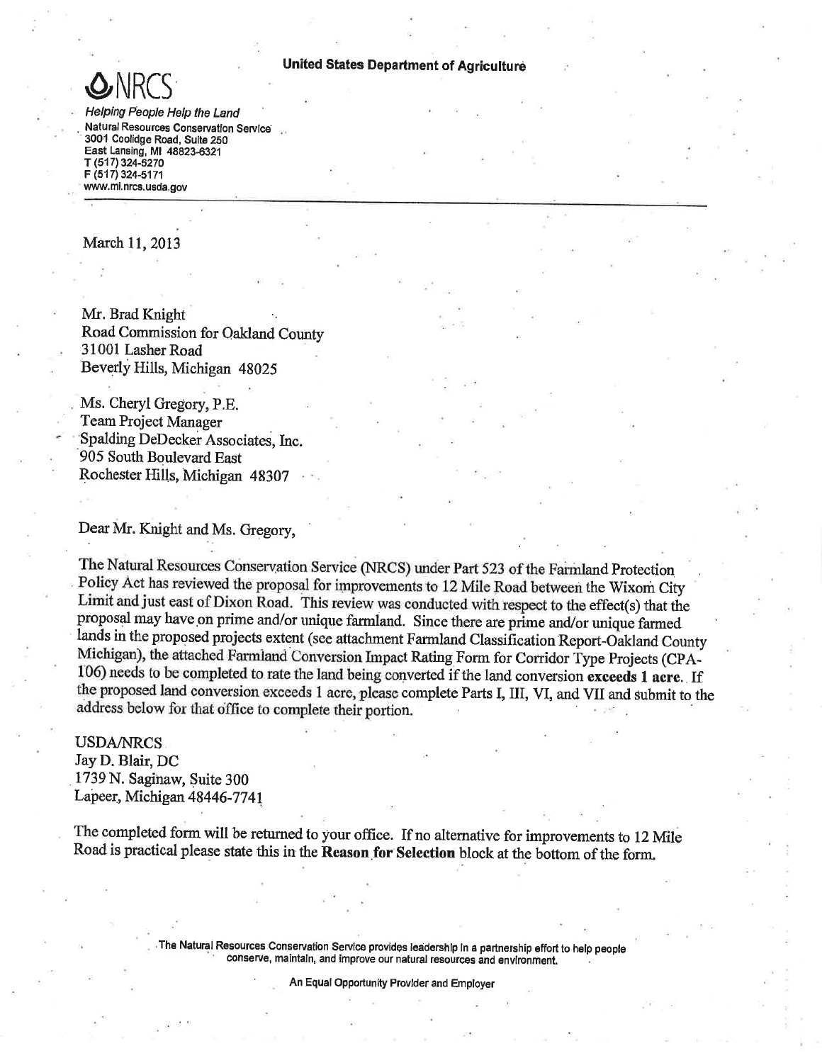**United States Department of Agriculture**

NRCS

*Helping People Help the Land*

Natural Resources Conservation Service
3001 Coolidge Road, Suite 250
East Lansing, MI 48823-6321
T (517) 324-5270
F (517) 324-5171
www.mi.nrcs.usda.gov

---

March 11, 2013

Mr. Brad Knight
Road Commission for Oakland County
31001 Lasher Road
Beverly Hills, Michigan 48025

Ms. Cheryl Gregory, P.E.
Team Project Manager
Spalding DeDecker Associates, Inc.
905 South Boulevard East
Rochester Hills, Michigan 48307

Dear Mr. Knight and Ms. Gregory,

The Natural Resources Conservation Service (NRCS) under Part 523 of the Farmland Protection Policy Act has reviewed the proposal for improvements to 12 Mile Road between the Wixom City Limit and just east of Dixon Road. This review was conducted with respect to the effect(s) that the proposal may have on prime and/or unique farmland. Since there are prime and/or unique farmed lands in the proposed projects extent (see attachment Farmland Classification Report-Oakland County Michigan), the attached Farmland Conversion Impact Rating Form for Corridor Type Projects (CPA-106) needs to be completed to rate the land being converted if the land conversion **exceeds 1 acre**. If the proposed land conversion exceeds 1 acre, please complete Parts I, III, VI, and VII and submit to the address below for that office to complete their portion.

USDA/NRCS
Jay D. Blair, DC
1739 N. Saginaw, Suite 300
Lapeer, Michigan 48446-7741

The completed form will be returned to your office. If no alternative for improvements to 12 Mile Road is practical please state this in the **Reason for Selection** block at the bottom of the form.

The Natural Resources Conservation Service provides leadership in a partnership effort to help people conserve, maintain, and improve our natural resources and environment.

An Equal Opportunity Provider and Employer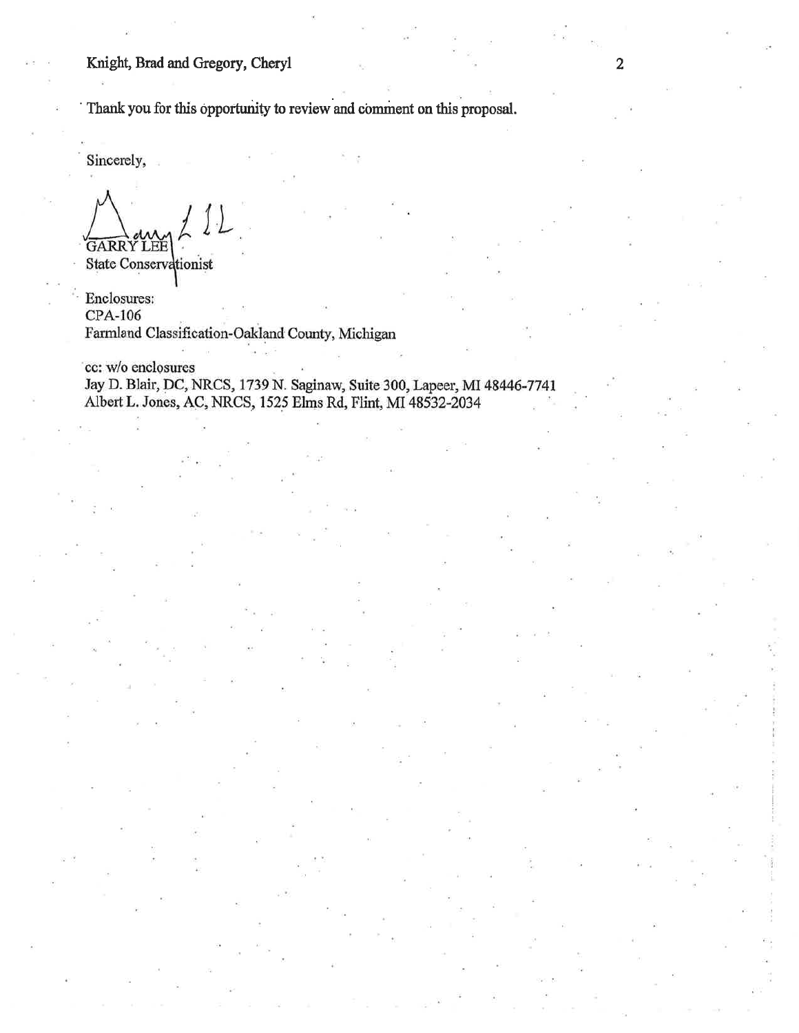Thank you for this opportunity to review and comment on this proposal.

Sincerely,

GARRY LEE
State Conservationist

Enclosures:
CPA-106
Farmland Classification-Oakland County, Michigan

cc: w/o enclosures
Jay D. Blair, DC, NRCS, 1739 N. Saginaw, Suite 300, Lapeer, MI 48446-7741
Albert L. Jones, AC, NRCS, 1525 Elms Rd, Flint, MI 48532-2034